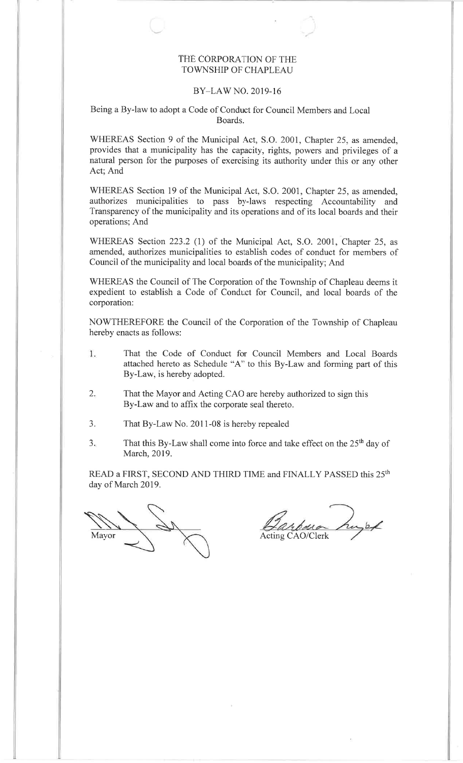THE CORPORATION OF THE
TOWNSHIP OF CHAPLEAU

BY–LAW NO. 2019-16

Being a By-law to adopt a Code of Conduct for Council Members and Local Boards.

WHEREAS Section 9 of the Municipal Act, S.O. 2001, Chapter 25, as amended, provides that a municipality has the capacity, rights, powers and privileges of a natural person for the purposes of exercising its authority under this or any other Act; And

WHEREAS Section 19 of the Municipal Act, S.O. 2001, Chapter 25, as amended, authorizes municipalities to pass by-laws respecting Accountability and Transparency of the municipality and its operations and of its local boards and their operations; And

WHEREAS Section 223.2 (1) of the Municipal Act, S.O. 2001, Chapter 25, as amended, authorizes municipalities to establish codes of conduct for members of Council of the municipality and local boards of the municipality; And

WHEREAS the Council of The Corporation of the Township of Chapleau deems it expedient to establish a Code of Conduct for Council, and local boards of the corporation:

NOWTHEREFORE the Council of the Corporation of the Township of Chapleau hereby enacts as follows:

1. That the Code of Conduct for Council Members and Local Boards attached hereto as Schedule "A" to this By-Law and forming part of this By-Law, is hereby adopted.

2. That the Mayor and Acting CAO are hereby authorized to sign this By-Law and to affix the corporate seal thereto.

3. That By-Law No. 2011-08 is hereby repealed

3. That this By-Law shall come into force and take effect on the 25th day of March, 2019.

READ a FIRST, SECOND AND THIRD TIME and FINALLY PASSED this 25th day of March 2019.

Mayor

Acting CAO/Clerk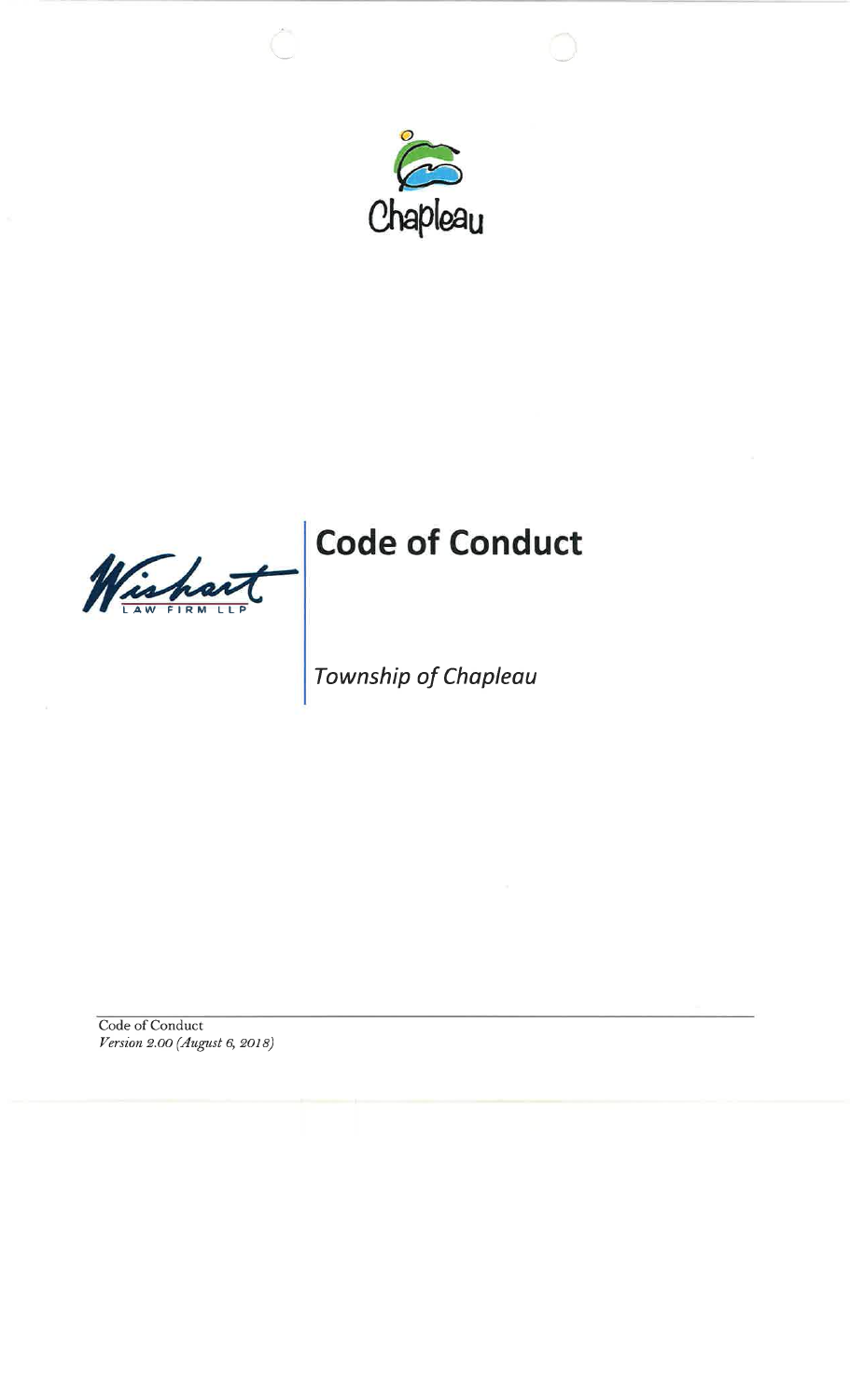Chapleau

# Code of Conduct

*Township of Chapleau*

Code of Conduct
*Version 2.00 (August 6, 2018)*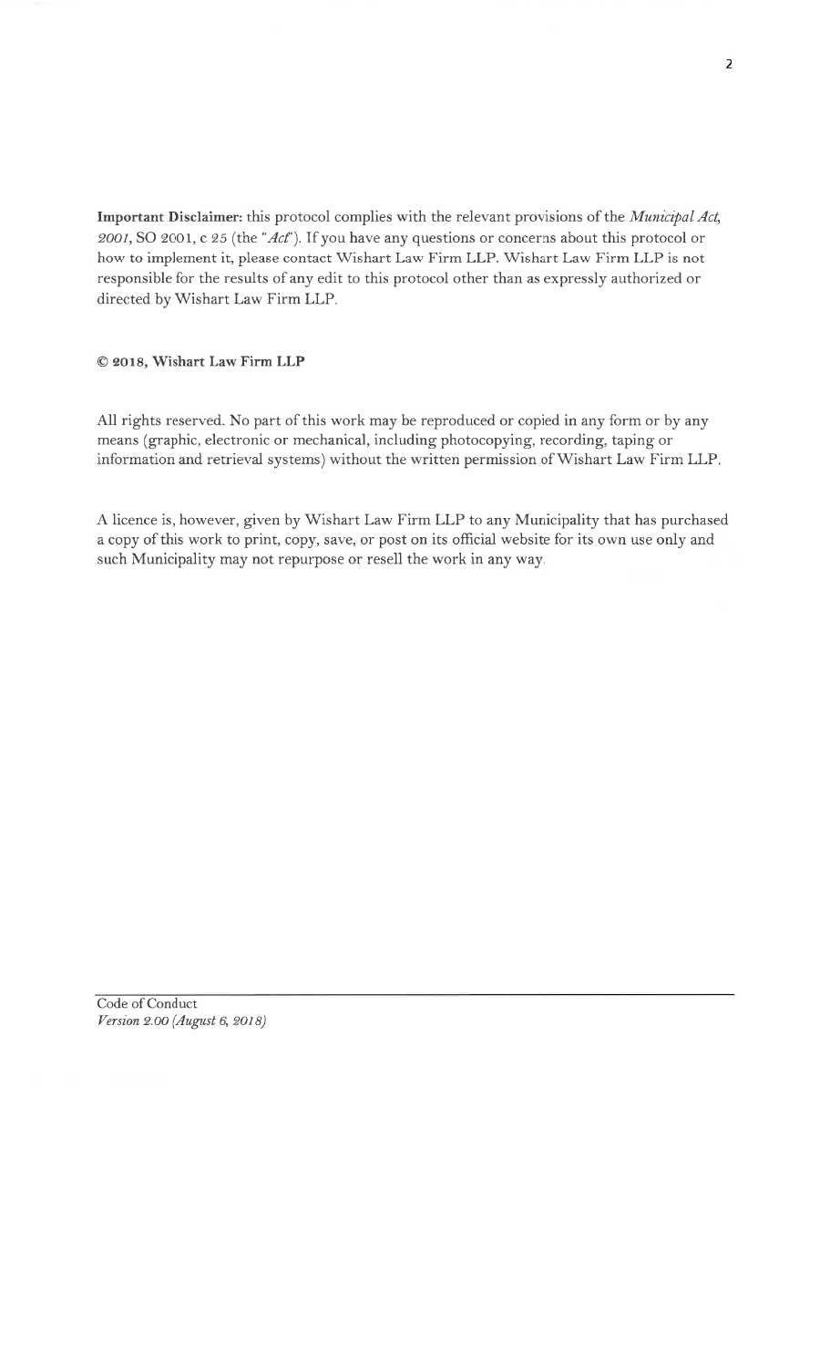**Important Disclaimer:** this protocol complies with the relevant provisions of the *Municipal Act, 2001*, SO 2001, c 25 (the "*Act*"). If you have any questions or concerns about this protocol or how to implement it, please contact Wishart Law Firm LLP. Wishart Law Firm LLP is not responsible for the results of any edit to this protocol other than as expressly authorized or directed by Wishart Law Firm LLP.

**© 2018, Wishart Law Firm LLP**

All rights reserved. No part of this work may be reproduced or copied in any form or by any means (graphic, electronic or mechanical, including photocopying, recording, taping or information and retrieval systems) without the written permission of Wishart Law Firm LLP.

A licence is, however, given by Wishart Law Firm LLP to any Municipality that has purchased a copy of this work to print, copy, save, or post on its official website for its own use only and such Municipality may not repurpose or resell the work in any way.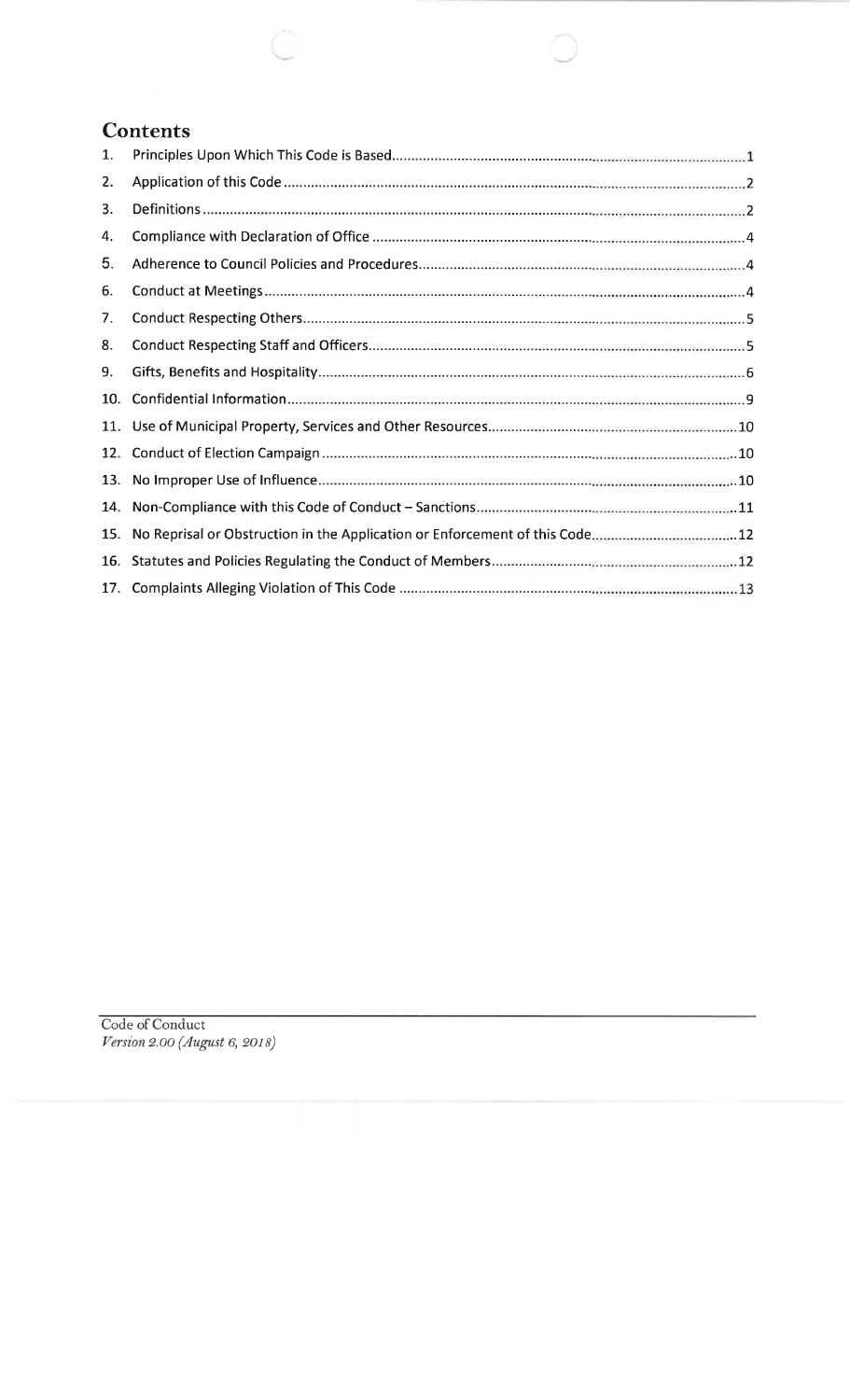## Contents

| | | |
|---|---|---|
| 1. | Principles Upon Which This Code is Based | 1 |
| 2. | Application of this Code | 2 |
| 3. | Definitions | 2 |
| 4. | Compliance with Declaration of Office | 4 |
| 5. | Adherence to Council Policies and Procedures | 4 |
| 6. | Conduct at Meetings | 4 |
| 7. | Conduct Respecting Others | 5 |
| 8. | Conduct Respecting Staff and Officers | 5 |
| 9. | Gifts, Benefits and Hospitality | 6 |
| 10. | Confidential Information | 9 |
| 11. | Use of Municipal Property, Services and Other Resources | 10 |
| 12. | Conduct of Election Campaign | 10 |
| 13. | No Improper Use of Influence | 10 |
| 14. | Non-Compliance with this Code of Conduct – Sanctions | 11 |
| 15. | No Reprisal or Obstruction in the Application or Enforcement of this Code | 12 |
| 16. | Statutes and Policies Regulating the Conduct of Members | 12 |
| 17. | Complaints Alleging Violation of This Code | 13 |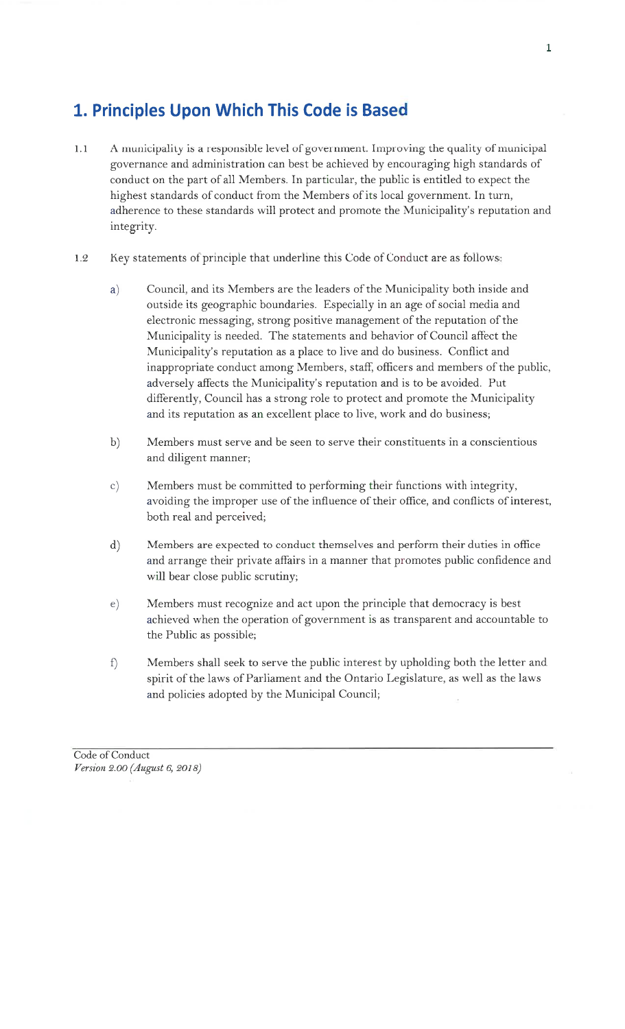# 1. Principles Upon Which This Code is Based

1.1 A municipality is a responsible level of government. Improving the quality of municipal governance and administration can best be achieved by encouraging high standards of conduct on the part of all Members. In particular, the public is entitled to expect the highest standards of conduct from the Members of its local government. In turn, adherence to these standards will protect and promote the Municipality's reputation and integrity.

1.2 Key statements of principle that underline this Code of Conduct are as follows:

a) Council, and its Members are the leaders of the Municipality both inside and outside its geographic boundaries. Especially in an age of social media and electronic messaging, strong positive management of the reputation of the Municipality is needed. The statements and behavior of Council affect the Municipality's reputation as a place to live and do business. Conflict and inappropriate conduct among Members, staff, officers and members of the public, adversely affects the Municipality's reputation and is to be avoided. Put differently, Council has a strong role to protect and promote the Municipality and its reputation as an excellent place to live, work and do business;

b) Members must serve and be seen to serve their constituents in a conscientious and diligent manner;

c) Members must be committed to performing their functions with integrity, avoiding the improper use of the influence of their office, and conflicts of interest, both real and perceived;

d) Members are expected to conduct themselves and perform their duties in office and arrange their private affairs in a manner that promotes public confidence and will bear close public scrutiny;

e) Members must recognize and act upon the principle that democracy is best achieved when the operation of government is as transparent and accountable to the Public as possible;

f) Members shall seek to serve the public interest by upholding both the letter and spirit of the laws of Parliament and the Ontario Legislature, as well as the laws and policies adopted by the Municipal Council;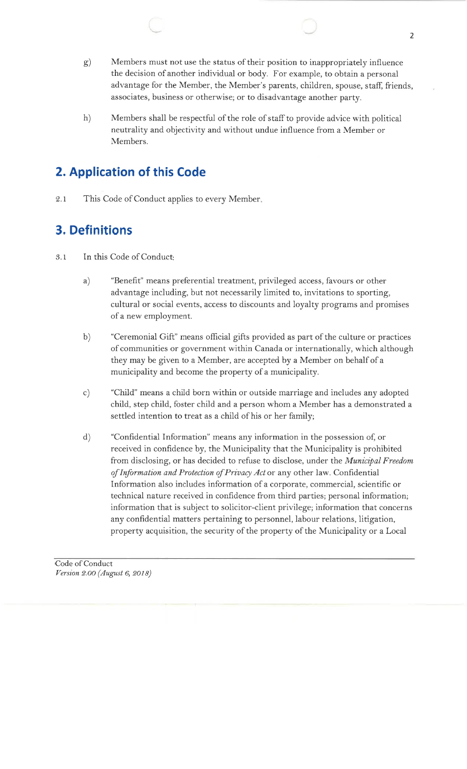g) Members must not use the status of their position to inappropriately influence the decision of another individual or body. For example, to obtain a personal advantage for the Member, the Member's parents, children, spouse, staff, friends, associates, business or otherwise; or to disadvantage another party.

h) Members shall be respectful of the role of staff to provide advice with political neutrality and objectivity and without undue influence from a Member or Members.

## 2. Application of this Code

2.1 This Code of Conduct applies to every Member.

## 3. Definitions

3.1 In this Code of Conduct:

a) "Benefit" means preferential treatment, privileged access, favours or other advantage including, but not necessarily limited to, invitations to sporting, cultural or social events, access to discounts and loyalty programs and promises of a new employment.

b) "Ceremonial Gift" means official gifts provided as part of the culture or practices of communities or government within Canada or internationally, which although they may be given to a Member, are accepted by a Member on behalf of a municipality and become the property of a municipality.

c) "Child" means a child born within or outside marriage and includes any adopted child, step child, foster child and a person whom a Member has a demonstrated a settled intention to treat as a child of his or her family;

d) "Confidential Information" means any information in the possession of, or received in confidence by, the Municipality that the Municipality is prohibited from disclosing, or has decided to refuse to disclose, under the *Municipal Freedom of Information and Protection of Privacy Act* or any other law. Confidential Information also includes information of a corporate, commercial, scientific or technical nature received in confidence from third parties; personal information; information that is subject to solicitor-client privilege; information that concerns any confidential matters pertaining to personnel, labour relations, litigation, property acquisition, the security of the property of the Municipality or a Local

Code of Conduct
*Version 2.00 (August 6, 2018)*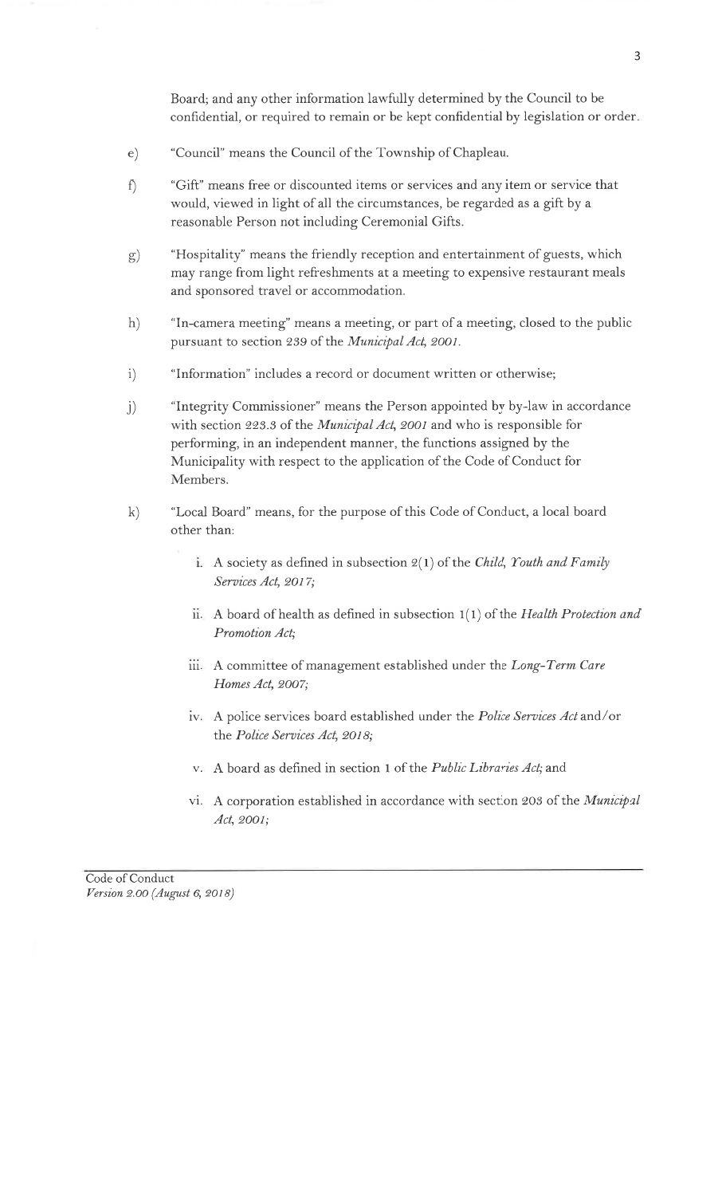Board; and any other information lawfully determined by the Council to be confidential, or required to remain or be kept confidential by legislation or order.

e) "Council" means the Council of the Township of Chapleau.

f) "Gift" means free or discounted items or services and any item or service that would, viewed in light of all the circumstances, be regarded as a gift by a reasonable Person not including Ceremonial Gifts.

g) "Hospitality" means the friendly reception and entertainment of guests, which may range from light refreshments at a meeting to expensive restaurant meals and sponsored travel or accommodation.

h) "In-camera meeting" means a meeting, or part of a meeting, closed to the public pursuant to section 239 of the *Municipal Act, 2001*.

i) "Information" includes a record or document written or otherwise;

j) "Integrity Commissioner" means the Person appointed by by-law in accordance with section 223.3 of the *Municipal Act, 2001* and who is responsible for performing, in an independent manner, the functions assigned by the Municipality with respect to the application of the Code of Conduct for Members.

k) "Local Board" means, for the purpose of this Code of Conduct, a local board other than:

   i. A society as defined in subsection 2(1) of the *Child, Youth and Family Services Act, 2017;*

   ii. A board of health as defined in subsection 1(1) of the *Health Protection and Promotion Act;*

   iii. A committee of management established under the *Long-Term Care Homes Act, 2007;*

   iv. A police services board established under the *Police Services Act* and/or the *Police Services Act, 2018;*

   v. A board as defined in section 1 of the *Public Libraries Act;* and

   vi. A corporation established in accordance with section 203 of the *Municipal Act, 2001;*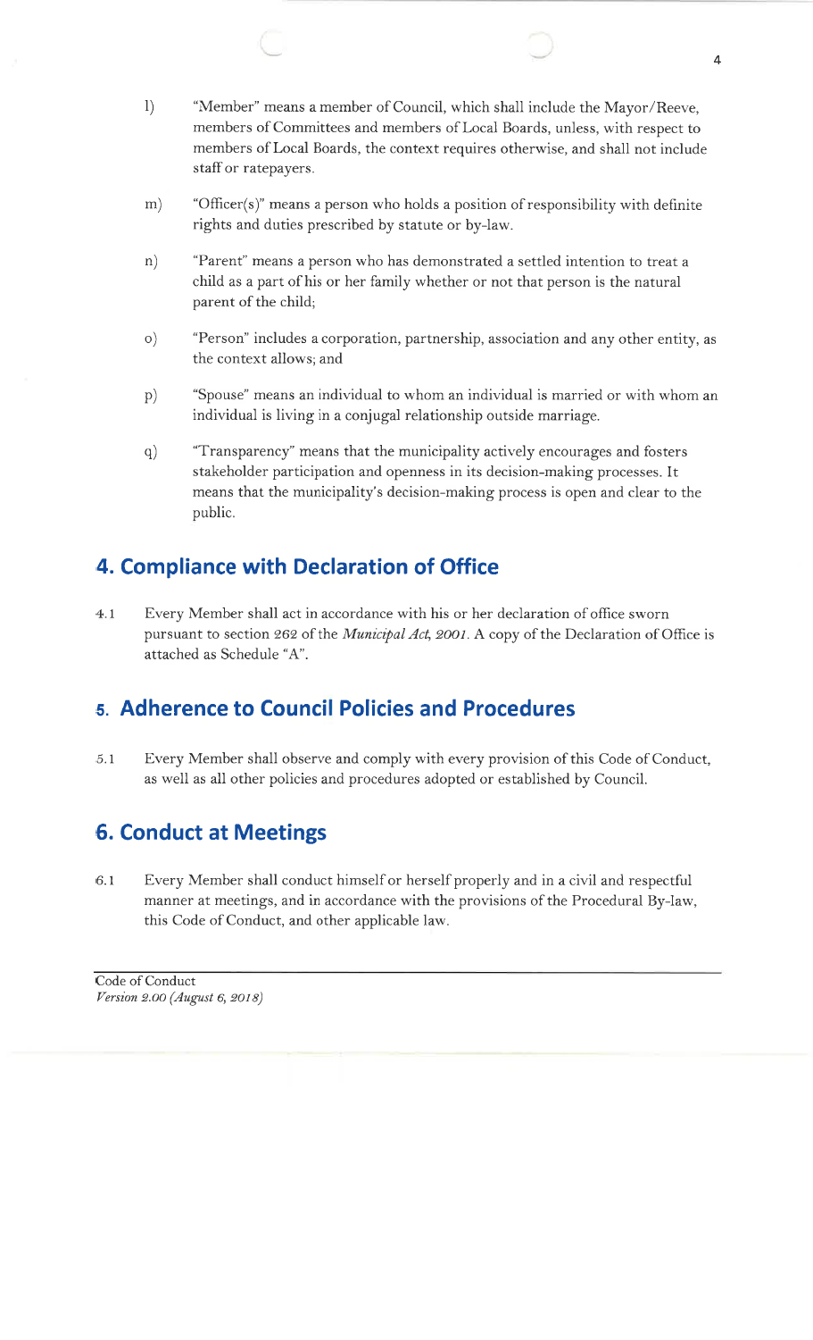l) "Member" means a member of Council, which shall include the Mayor/Reeve, members of Committees and members of Local Boards, unless, with respect to members of Local Boards, the context requires otherwise, and shall not include staff or ratepayers.

m) "Officer(s)" means a person who holds a position of responsibility with definite rights and duties prescribed by statute or by-law.

n) "Parent" means a person who has demonstrated a settled intention to treat a child as a part of his or her family whether or not that person is the natural parent of the child;

o) "Person" includes a corporation, partnership, association and any other entity, as the context allows; and

p) "Spouse" means an individual to whom an individual is married or with whom an individual is living in a conjugal relationship outside marriage.

q) "Transparency" means that the municipality actively encourages and fosters stakeholder participation and openness in its decision-making processes. It means that the municipality's decision-making process is open and clear to the public.

## 4. Compliance with Declaration of Office

4.1 Every Member shall act in accordance with his or her declaration of office sworn pursuant to section 262 of the *Municipal Act, 2001*. A copy of the Declaration of Office is attached as Schedule "A".

## 5. Adherence to Council Policies and Procedures

5.1 Every Member shall observe and comply with every provision of this Code of Conduct, as well as all other policies and procedures adopted or established by Council.

## 6. Conduct at Meetings

6.1 Every Member shall conduct himself or herself properly and in a civil and respectful manner at meetings, and in accordance with the provisions of the Procedural By-law, this Code of Conduct, and other applicable law.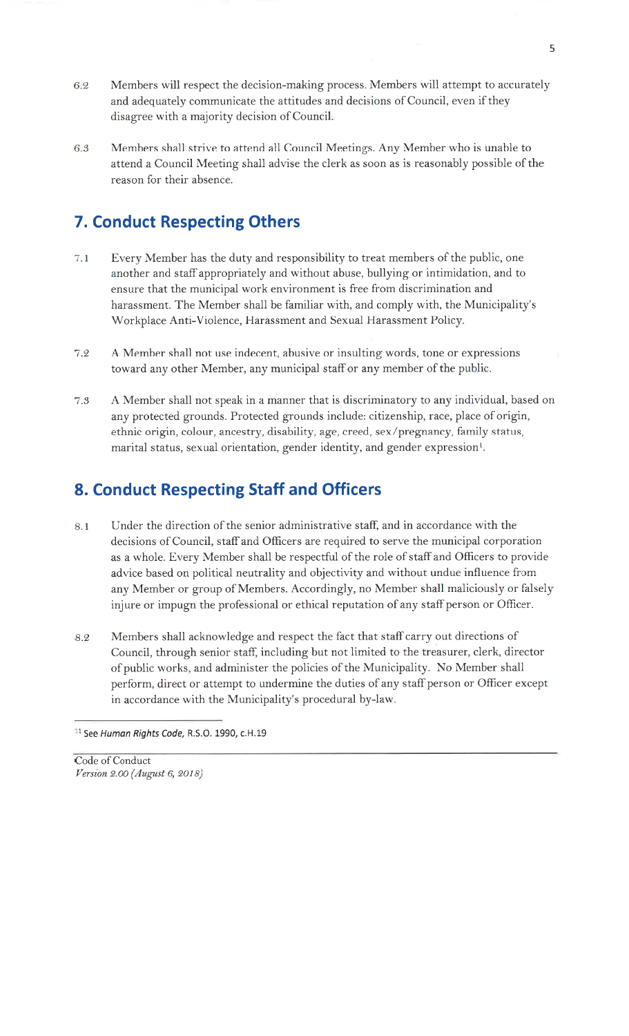6.2 Members will respect the decision-making process. Members will attempt to accurately and adequately communicate the attitudes and decisions of Council, even if they disagree with a majority decision of Council.

6.3 Members shall strive to attend all Council Meetings. Any Member who is unable to attend a Council Meeting shall advise the clerk as soon as is reasonably possible of the reason for their absence.

## 7. Conduct Respecting Others

7.1 Every Member has the duty and responsibility to treat members of the public, one another and staff appropriately and without abuse, bullying or intimidation, and to ensure that the municipal work environment is free from discrimination and harassment. The Member shall be familiar with, and comply with, the Municipality's Workplace Anti-Violence, Harassment and Sexual Harassment Policy.

7.2 A Member shall not use indecent, abusive or insulting words, tone or expressions toward any other Member, any municipal staff or any member of the public.

7.3 A Member shall not speak in a manner that is discriminatory to any individual, based on any protected grounds. Protected grounds include: citizenship, race, place of origin, ethnic origin, colour, ancestry, disability, age, creed, sex/pregnancy, family status, marital status, sexual orientation, gender identity, and gender expression[1].

## 8. Conduct Respecting Staff and Officers

8.1 Under the direction of the senior administrative staff, and in accordance with the decisions of Council, staff and Officers are required to serve the municipal corporation as a whole. Every Member shall be respectful of the role of staff and Officers to provide advice based on political neutrality and objectivity and without undue influence from any Member or group of Members. Accordingly, no Member shall maliciously or falsely injure or impugn the professional or ethical reputation of any staff person or Officer.

8.2 Members shall acknowledge and respect the fact that staff carry out directions of Council, through senior staff, including but not limited to the treasurer, clerk, director of public works, and administer the policies of the Municipality. No Member shall perform, direct or attempt to undermine the duties of any staff person or Officer except in accordance with the Municipality's procedural by-law.

---

[1] See ***Human Rights Code,*** R.S.O. 1990, c.H.19

Code of Conduct
*Version 2.00 (August 6, 2018)*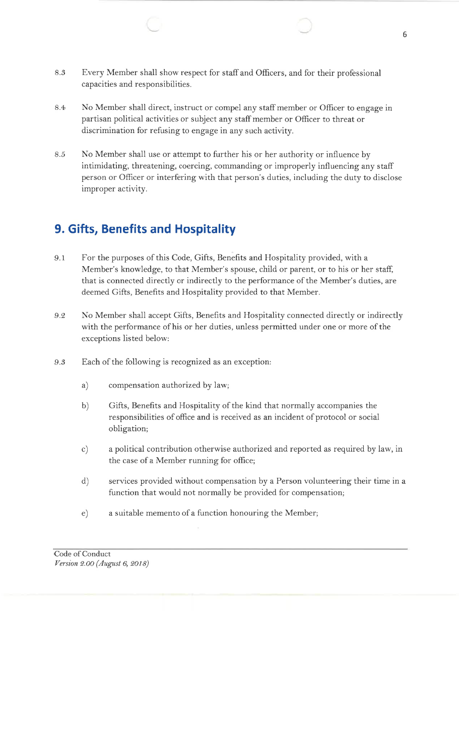8.3 Every Member shall show respect for staff and Officers, and for their professional capacities and responsibilities.

8.4 No Member shall direct, instruct or compel any staff member or Officer to engage in partisan political activities or subject any staff member or Officer to threat or discrimination for refusing to engage in any such activity.

8.5 No Member shall use or attempt to further his or her authority or influence by intimidating, threatening, coercing, commanding or improperly influencing any staff person or Officer or interfering with that person's duties, including the duty to disclose improper activity.

## 9. Gifts, Benefits and Hospitality

9.1 For the purposes of this Code, Gifts, Benefits and Hospitality provided, with a Member's knowledge, to that Member's spouse, child or parent, or to his or her staff, that is connected directly or indirectly to the performance of the Member's duties, are deemed Gifts, Benefits and Hospitality provided to that Member.

9.2 No Member shall accept Gifts, Benefits and Hospitality connected directly or indirectly with the performance of his or her duties, unless permitted under one or more of the exceptions listed below:

9.3 Each of the following is recognized as an exception:

a) compensation authorized by law;

b) Gifts, Benefits and Hospitality of the kind that normally accompanies the responsibilities of office and is received as an incident of protocol or social obligation;

c) a political contribution otherwise authorized and reported as required by law, in the case of a Member running for office;

d) services provided without compensation by a Person volunteering their time in a function that would not normally be provided for compensation;

e) a suitable memento of a function honouring the Member;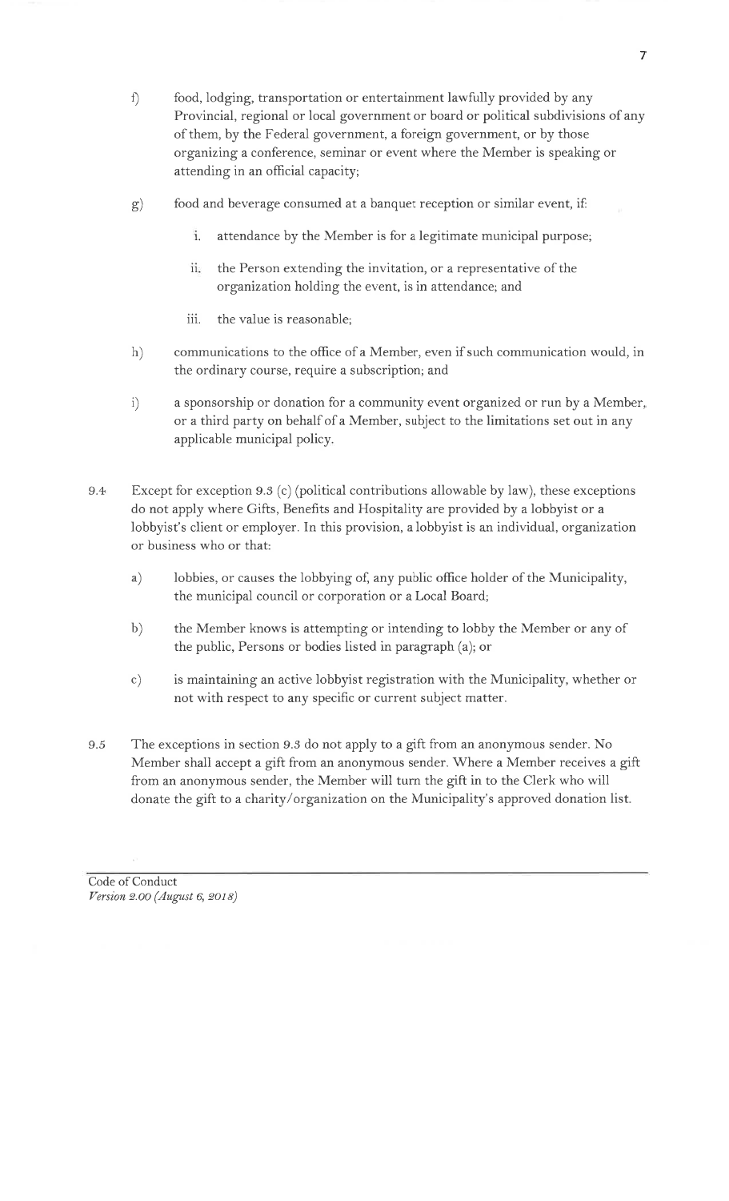f) food, lodging, transportation or entertainment lawfully provided by any Provincial, regional or local government or board or political subdivisions of any of them, by the Federal government, a foreign government, or by those organizing a conference, seminar or event where the Member is speaking or attending in an official capacity;

g) food and beverage consumed at a banquet reception or similar event, if:

   i. attendance by the Member is for a legitimate municipal purpose;

   ii. the Person extending the invitation, or a representative of the organization holding the event, is in attendance; and

   iii. the value is reasonable;

h) communications to the office of a Member, even if such communication would, in the ordinary course, require a subscription; and

i) a sponsorship or donation for a community event organized or run by a Member, or a third party on behalf of a Member, subject to the limitations set out in any applicable municipal policy.

9.4 Except for exception 9.3 (c) (political contributions allowable by law), these exceptions do not apply where Gifts, Benefits and Hospitality are provided by a lobbyist or a lobbyist's client or employer. In this provision, a lobbyist is an individual, organization or business who or that:

a) lobbies, or causes the lobbying of, any public office holder of the Municipality, the municipal council or corporation or a Local Board;

b) the Member knows is attempting or intending to lobby the Member or any of the public, Persons or bodies listed in paragraph (a); or

c) is maintaining an active lobbyist registration with the Municipality, whether or not with respect to any specific or current subject matter.

9.5 The exceptions in section 9.3 do not apply to a gift from an anonymous sender. No Member shall accept a gift from an anonymous sender. Where a Member receives a gift from an anonymous sender, the Member will turn the gift in to the Clerk who will donate the gift to a charity/organization on the Municipality's approved donation list.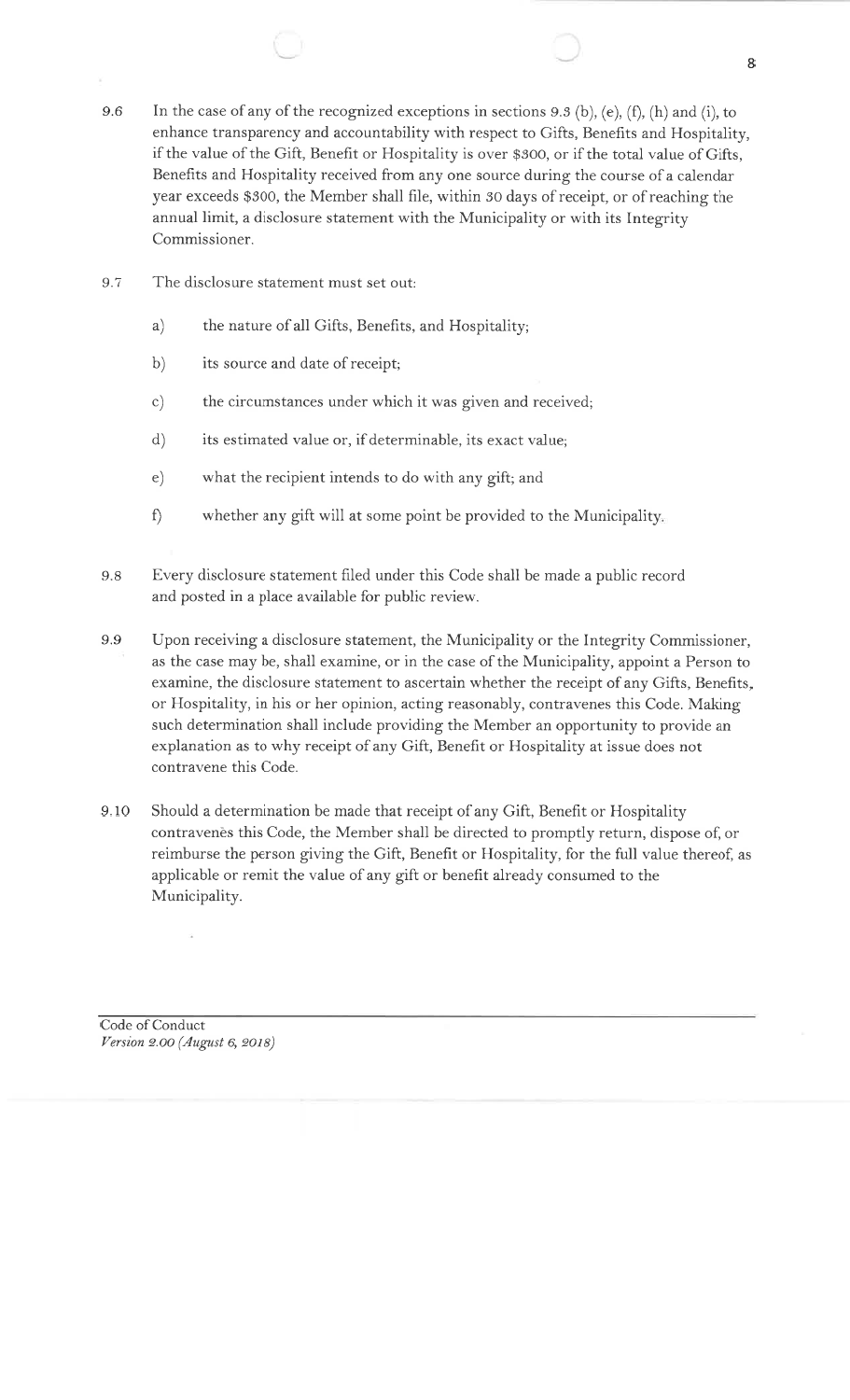9.6 In the case of any of the recognized exceptions in sections 9.3 (b), (e), (f), (h) and (i), to enhance transparency and accountability with respect to Gifts, Benefits and Hospitality, if the value of the Gift, Benefit or Hospitality is over $300, or if the total value of Gifts, Benefits and Hospitality received from any one source during the course of a calendar year exceeds $300, the Member shall file, within 30 days of receipt, or of reaching the annual limit, a disclosure statement with the Municipality or with its Integrity Commissioner.

9.7 The disclosure statement must set out:

a) the nature of all Gifts, Benefits, and Hospitality;

b) its source and date of receipt;

c) the circumstances under which it was given and received;

d) its estimated value or, if determinable, its exact value;

e) what the recipient intends to do with any gift; and

f) whether any gift will at some point be provided to the Municipality.

9.8 Every disclosure statement filed under this Code shall be made a public record and posted in a place available for public review.

9.9 Upon receiving a disclosure statement, the Municipality or the Integrity Commissioner, as the case may be, shall examine, or in the case of the Municipality, appoint a Person to examine, the disclosure statement to ascertain whether the receipt of any Gifts, Benefits, or Hospitality, in his or her opinion, acting reasonably, contravenes this Code. Making such determination shall include providing the Member an opportunity to provide an explanation as to why receipt of any Gift, Benefit or Hospitality at issue does not contravene this Code.

9.10 Should a determination be made that receipt of any Gift, Benefit or Hospitality contravenes this Code, the Member shall be directed to promptly return, dispose of, or reimburse the person giving the Gift, Benefit or Hospitality, for the full value thereof, as applicable or remit the value of any gift or benefit already consumed to the Municipality.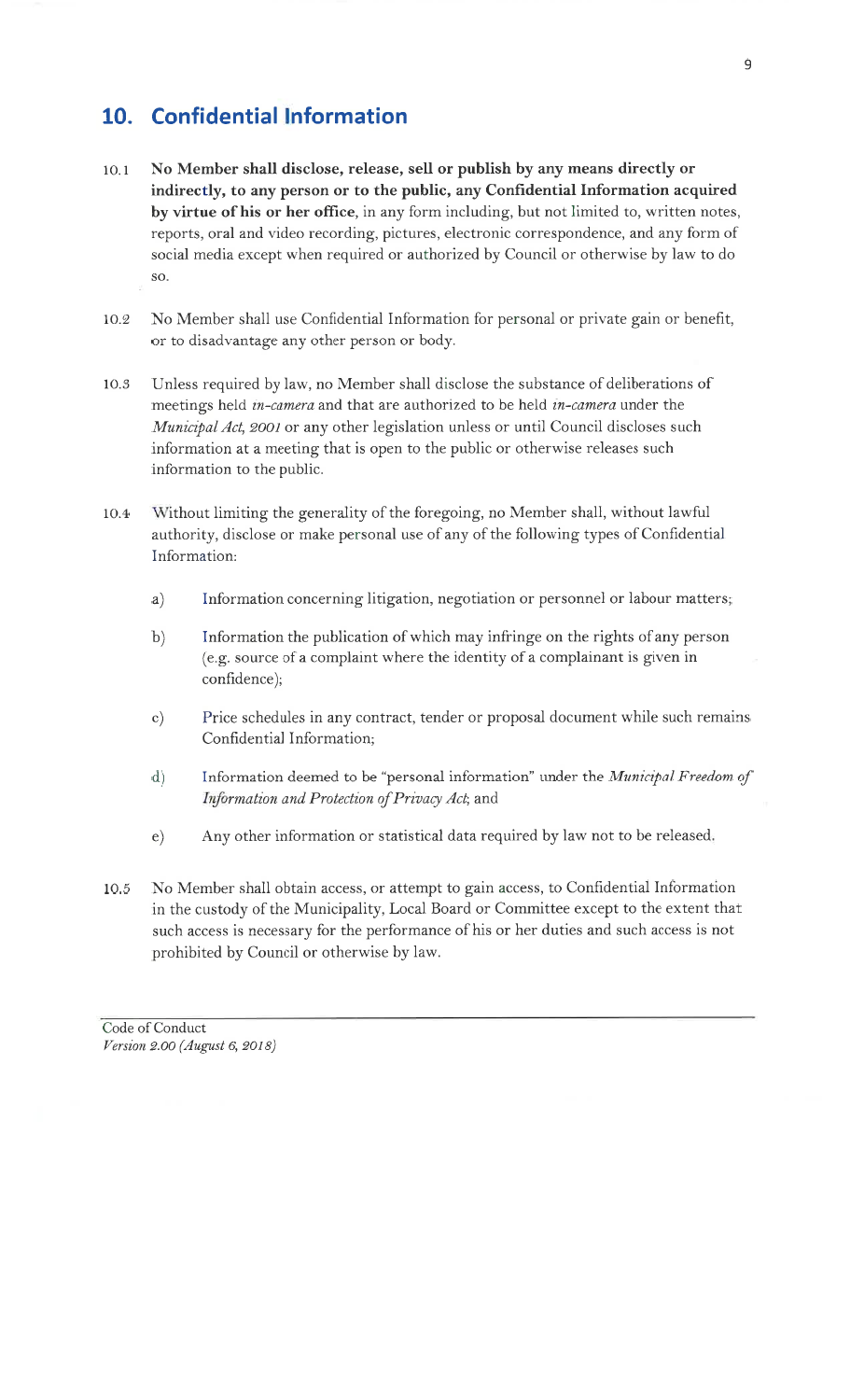## 10. Confidential Information

10.1 **No Member shall disclose, release, sell or publish by any means directly or indirectly, to any person or to the public, any Confidential Information acquired by virtue of his or her office**, in any form including, but not limited to, written notes, reports, oral and video recording, pictures, electronic correspondence, and any form of social media except when required or authorized by Council or otherwise by law to do so.

10.2 No Member shall use Confidential Information for personal or private gain or benefit, or to disadvantage any other person or body.

10.3 Unless required by law, no Member shall disclose the substance of deliberations of meetings held *in-camera* and that are authorized to be held *in-camera* under the *Municipal Act, 2001* or any other legislation unless or until Council discloses such information at a meeting that is open to the public or otherwise releases such information to the public.

10.4 Without limiting the generality of the foregoing, no Member shall, without lawful authority, disclose or make personal use of any of the following types of Confidential Information:

a) Information concerning litigation, negotiation or personnel or labour matters;

b) Information the publication of which may infringe on the rights of any person (e.g. source of a complaint where the identity of a complainant is given in confidence);

c) Price schedules in any contract, tender or proposal document while such remains Confidential Information;

d) Information deemed to be "personal information" under the *Municipal Freedom of Information and Protection of Privacy Act*; and

e) Any other information or statistical data required by law not to be released.

10.5 No Member shall obtain access, or attempt to gain access, to Confidential Information in the custody of the Municipality, Local Board or Committee except to the extent that such access is necessary for the performance of his or her duties and such access is not prohibited by Council or otherwise by law.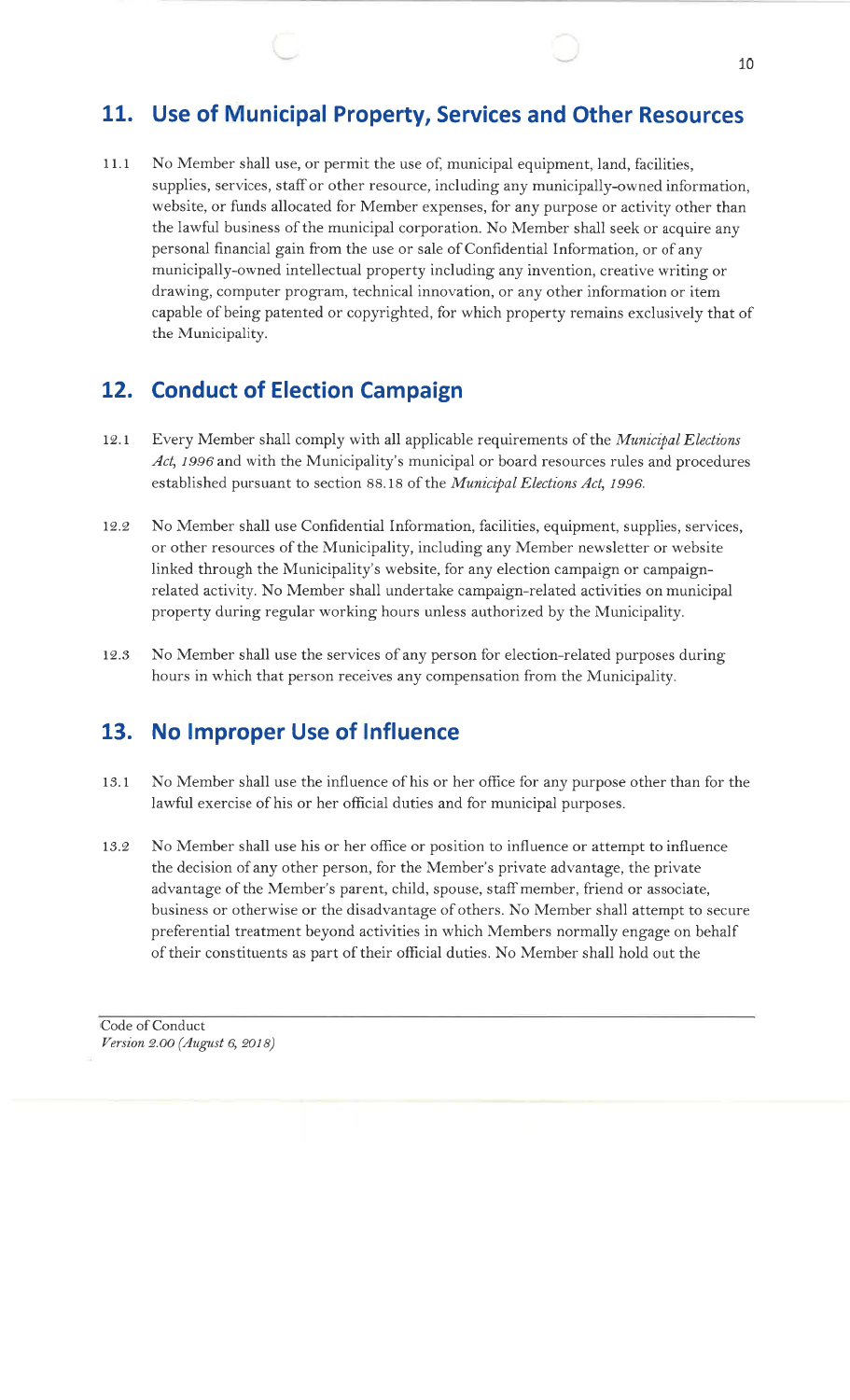## 11. Use of Municipal Property, Services and Other Resources

11.1 No Member shall use, or permit the use of, municipal equipment, land, facilities, supplies, services, staff or other resource, including any municipally-owned information, website, or funds allocated for Member expenses, for any purpose or activity other than the lawful business of the municipal corporation. No Member shall seek or acquire any personal financial gain from the use or sale of Confidential Information, or of any municipally-owned intellectual property including any invention, creative writing or drawing, computer program, technical innovation, or any other information or item capable of being patented or copyrighted, for which property remains exclusively that of the Municipality.

## 12. Conduct of Election Campaign

12.1 Every Member shall comply with all applicable requirements of the *Municipal Elections Act, 1996* and with the Municipality's municipal or board resources rules and procedures established pursuant to section 88.18 of the *Municipal Elections Act, 1996.*

12.2 No Member shall use Confidential Information, facilities, equipment, supplies, services, or other resources of the Municipality, including any Member newsletter or website linked through the Municipality's website, for any election campaign or campaign-related activity. No Member shall undertake campaign-related activities on municipal property during regular working hours unless authorized by the Municipality.

12.3 No Member shall use the services of any person for election-related purposes during hours in which that person receives any compensation from the Municipality.

## 13. No Improper Use of Influence

13.1 No Member shall use the influence of his or her office for any purpose other than for the lawful exercise of his or her official duties and for municipal purposes.

13.2 No Member shall use his or her office or position to influence or attempt to influence the decision of any other person, for the Member's private advantage, the private advantage of the Member's parent, child, spouse, staff member, friend or associate, business or otherwise or the disadvantage of others. No Member shall attempt to secure preferential treatment beyond activities in which Members normally engage on behalf of their constituents as part of their official duties. No Member shall hold out the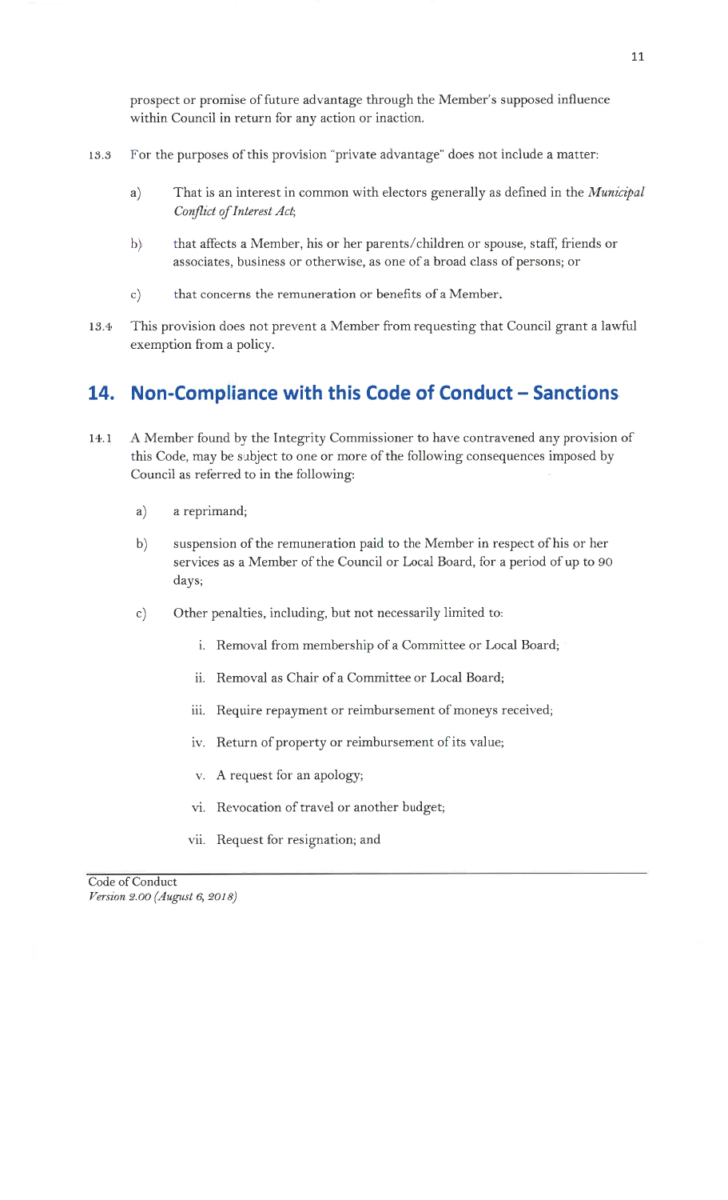prospect or promise of future advantage through the Member's supposed influence within Council in return for any action or inaction.

13.3 For the purposes of this provision "private advantage" does not include a matter:

a) That is an interest in common with electors generally as defined in the *Municipal Conflict of Interest Act*;

b) that affects a Member, his or her parents/children or spouse, staff, friends or associates, business or otherwise, as one of a broad class of persons; or

c) that concerns the remuneration or benefits of a Member.

13.4 This provision does not prevent a Member from requesting that Council grant a lawful exemption from a policy.

## 14. Non-Compliance with this Code of Conduct – Sanctions

14.1 A Member found by the Integrity Commissioner to have contravened any provision of this Code, may be subject to one or more of the following consequences imposed by Council as referred to in the following:

a) a reprimand;

b) suspension of the remuneration paid to the Member in respect of his or her services as a Member of the Council or Local Board, for a period of up to 90 days;

c) Other penalties, including, but not necessarily limited to:

   i. Removal from membership of a Committee or Local Board;

   ii. Removal as Chair of a Committee or Local Board;

   iii. Require repayment or reimbursement of moneys received;

   iv. Return of property or reimbursement of its value;

   v. A request for an apology;

   vi. Revocation of travel or another budget;

   vii. Request for resignation; and

Code of Conduct
*Version 2.00 (August 6, 2018)*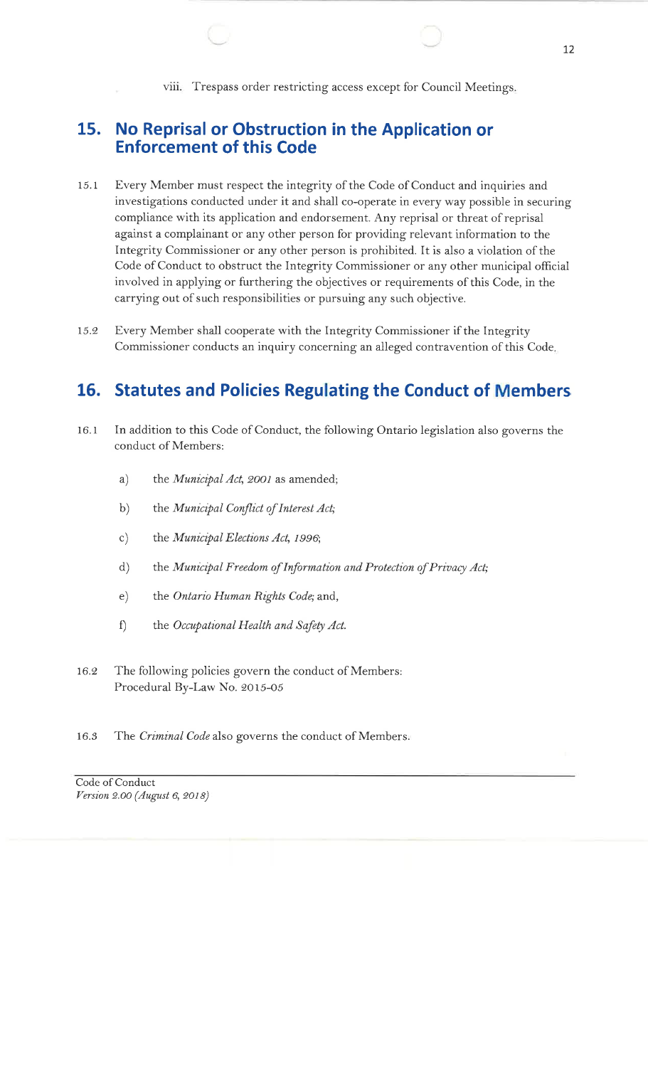viii. Trespass order restricting access except for Council Meetings.

## 15. No Reprisal or Obstruction in the Application or Enforcement of this Code

15.1 Every Member must respect the integrity of the Code of Conduct and inquiries and investigations conducted under it and shall co-operate in every way possible in securing compliance with its application and endorsement. Any reprisal or threat of reprisal against a complainant or any other person for providing relevant information to the Integrity Commissioner or any other person is prohibited. It is also a violation of the Code of Conduct to obstruct the Integrity Commissioner or any other municipal official involved in applying or furthering the objectives or requirements of this Code, in the carrying out of such responsibilities or pursuing any such objective.

15.2 Every Member shall cooperate with the Integrity Commissioner if the Integrity Commissioner conducts an inquiry concerning an alleged contravention of this Code.

## 16. Statutes and Policies Regulating the Conduct of Members

16.1 In addition to this Code of Conduct, the following Ontario legislation also governs the conduct of Members:

a) the *Municipal Act, 2001* as amended;

b) the *Municipal Conflict of Interest Act;*

c) the *Municipal Elections Act, 1996*;

d) the *Municipal Freedom of Information and Protection of Privacy Act;*

e) the *Ontario Human Rights Code*; and,

f) the *Occupational Health and Safety Act.*

16.2 The following policies govern the conduct of Members:
Procedural By-Law No. 2015-05

16.3 The *Criminal Code* also governs the conduct of Members.

Code of Conduct
*Version 2.00 (August 6, 2018)*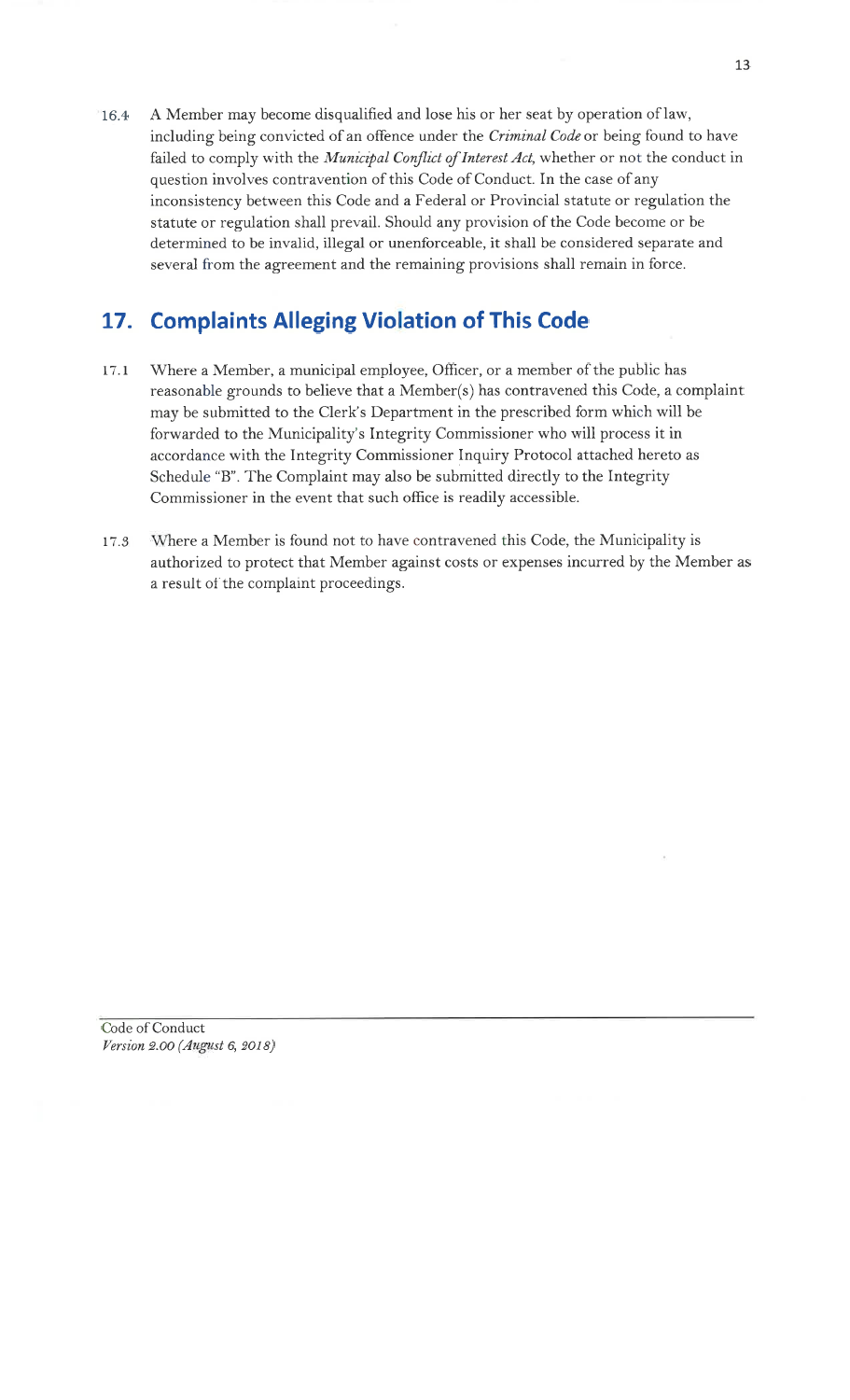16.4 A Member may become disqualified and lose his or her seat by operation of law, including being convicted of an offence under the *Criminal Code* or being found to have failed to comply with the *Municipal Conflict of Interest Act*, whether or not the conduct in question involves contravention of this Code of Conduct. In the case of any inconsistency between this Code and a Federal or Provincial statute or regulation the statute or regulation shall prevail. Should any provision of the Code become or be determined to be invalid, illegal or unenforceable, it shall be considered separate and several from the agreement and the remaining provisions shall remain in force.

## 17. Complaints Alleging Violation of This Code

17.1 Where a Member, a municipal employee, Officer, or a member of the public has reasonable grounds to believe that a Member(s) has contravened this Code, a complaint may be submitted to the Clerk's Department in the prescribed form which will be forwarded to the Municipality's Integrity Commissioner who will process it in accordance with the Integrity Commissioner Inquiry Protocol attached hereto as Schedule "B". The Complaint may also be submitted directly to the Integrity Commissioner in the event that such office is readily accessible.

17.3 Where a Member is found not to have contravened this Code, the Municipality is authorized to protect that Member against costs or expenses incurred by the Member as a result of the complaint proceedings.